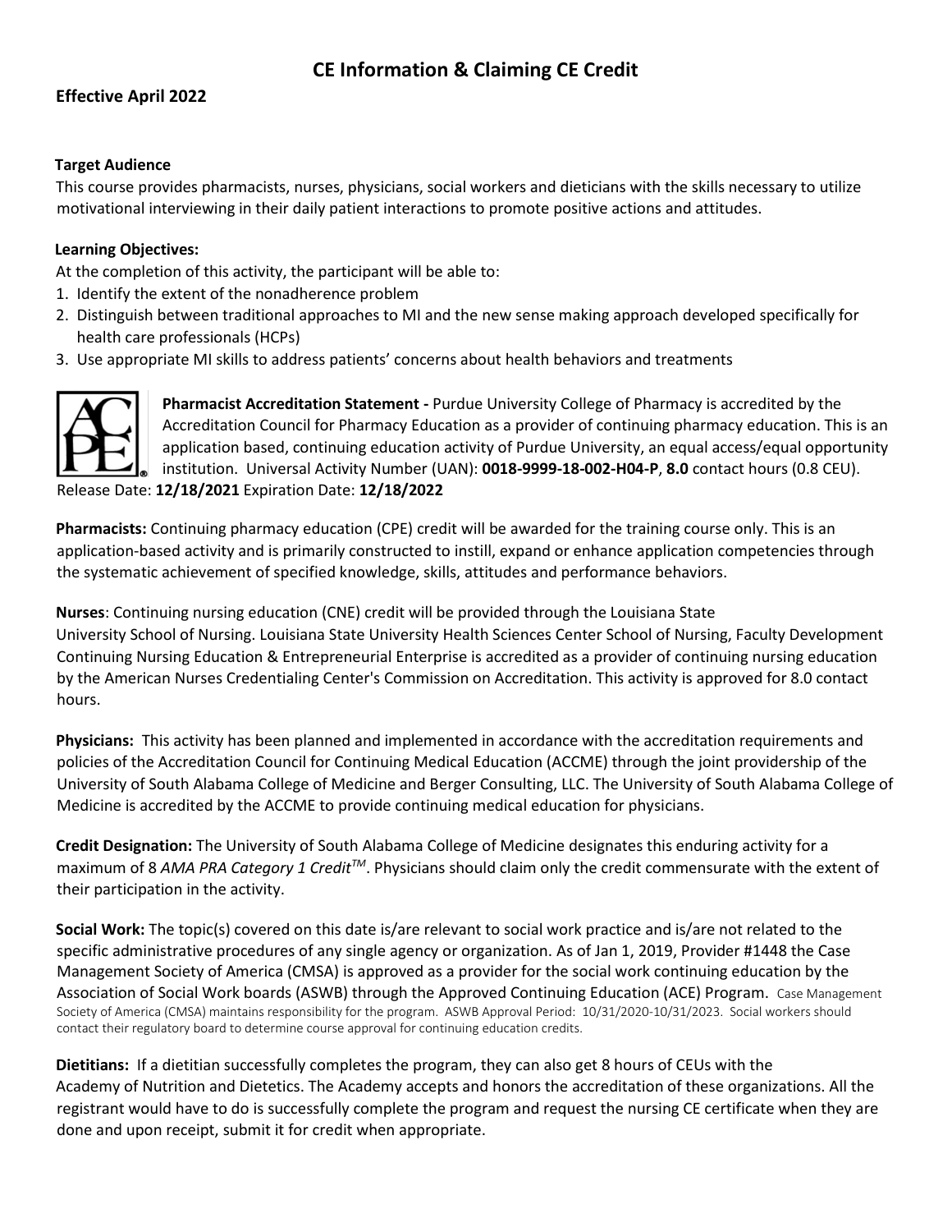# CE Information & Claiming CE Credit

**Effective April 2022**

**Target Audience**

This course provides pharmacists, nurses, physicians, social workers and dieticians with the skills necessary to utilize motivational interviewing in their daily patient interactions to promote positive actions and attitudes.

**Learning Objectives:**

At the completion of this activity, the participant will be able to:

1. Identify the extent of the nonadherence problem
2. Distinguish between traditional approaches to MI and the new sense making approach developed specifically for health care professionals (HCPs)
3. Use appropriate MI skills to address patients' concerns about health behaviors and treatments

**Pharmacist Accreditation Statement -** Purdue University College of Pharmacy is accredited by the Accreditation Council for Pharmacy Education as a provider of continuing pharmacy education. This is an application based, continuing education activity of Purdue University, an equal access/equal opportunity institution. Universal Activity Number (UAN): **0018-9999-18-002-H04-P**, **8.0** contact hours (0.8 CEU). Release Date: **12/18/2021** Expiration Date: **12/18/2022**

**Pharmacists:** Continuing pharmacy education (CPE) credit will be awarded for the training course only. This is an application-based activity and is primarily constructed to instill, expand or enhance application competencies through the systematic achievement of specified knowledge, skills, attitudes and performance behaviors.

**Nurses**: Continuing nursing education (CNE) credit will be provided through the Louisiana State University School of Nursing. Louisiana State University Health Sciences Center School of Nursing, Faculty Development Continuing Nursing Education & Entrepreneurial Enterprise is accredited as a provider of continuing nursing education by the American Nurses Credentialing Center's Commission on Accreditation. This activity is approved for 8.0 contact hours.

**Physicians:** This activity has been planned and implemented in accordance with the accreditation requirements and policies of the Accreditation Council for Continuing Medical Education (ACCME) through the joint providership of the University of South Alabama College of Medicine and Berger Consulting, LLC. The University of South Alabama College of Medicine is accredited by the ACCME to provide continuing medical education for physicians.

**Credit Designation:** The University of South Alabama College of Medicine designates this enduring activity for a maximum of 8 *AMA PRA Category 1 Credit™*. Physicians should claim only the credit commensurate with the extent of their participation in the activity.

**Social Work:** The topic(s) covered on this date is/are relevant to social work practice and is/are not related to the specific administrative procedures of any single agency or organization. As of Jan 1, 2019, Provider #1448 the Case Management Society of America (CMSA) is approved as a provider for the social work continuing education by the Association of Social Work boards (ASWB) through the Approved Continuing Education (ACE) Program. Case Management Society of America (CMSA) maintains responsibility for the program. ASWB Approval Period: 10/31/2020-10/31/2023. Social workers should contact their regulatory board to determine course approval for continuing education credits.

**Dietitians:** If a dietitian successfully completes the program, they can also get 8 hours of CEUs with the Academy of Nutrition and Dietetics. The Academy accepts and honors the accreditation of these organizations. All the registrant would have to do is successfully complete the program and request the nursing CE certificate when they are done and upon receipt, submit it for credit when appropriate.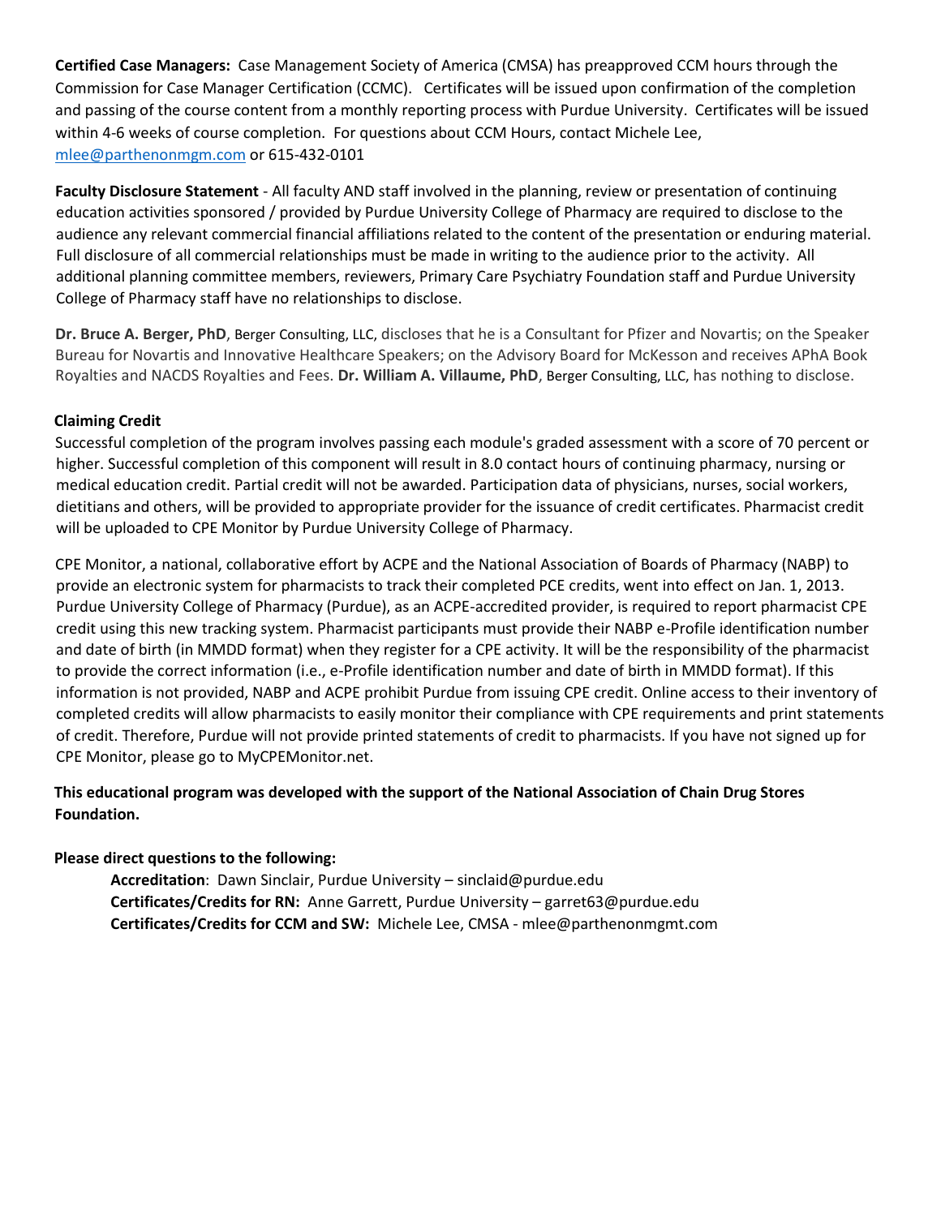**Certified Case Managers:** Case Management Society of America (CMSA) has preapproved CCM hours through the Commission for Case Manager Certification (CCMC). Certificates will be issued upon confirmation of the completion and passing of the course content from a monthly reporting process with Purdue University. Certificates will be issued within 4-6 weeks of course completion. For questions about CCM Hours, contact Michele Lee, mlee@parthenonmgm.com or 615-432-0101

**Faculty Disclosure Statement** - All faculty AND staff involved in the planning, review or presentation of continuing education activities sponsored / provided by Purdue University College of Pharmacy are required to disclose to the audience any relevant commercial financial affiliations related to the content of the presentation or enduring material. Full disclosure of all commercial relationships must be made in writing to the audience prior to the activity. All additional planning committee members, reviewers, Primary Care Psychiatry Foundation staff and Purdue University College of Pharmacy staff have no relationships to disclose.

**Dr. Bruce A. Berger, PhD**, Berger Consulting, LLC, discloses that he is a Consultant for Pfizer and Novartis; on the Speaker Bureau for Novartis and Innovative Healthcare Speakers; on the Advisory Board for McKesson and receives APhA Book Royalties and NACDS Royalties and Fees. **Dr. William A. Villaume, PhD**, Berger Consulting, LLC, has nothing to disclose.

**Claiming Credit**

Successful completion of the program involves passing each module's graded assessment with a score of 70 percent or higher. Successful completion of this component will result in 8.0 contact hours of continuing pharmacy, nursing or medical education credit. Partial credit will not be awarded. Participation data of physicians, nurses, social workers, dietitians and others, will be provided to appropriate provider for the issuance of credit certificates. Pharmacist credit will be uploaded to CPE Monitor by Purdue University College of Pharmacy.

CPE Monitor, a national, collaborative effort by ACPE and the National Association of Boards of Pharmacy (NABP) to provide an electronic system for pharmacists to track their completed PCE credits, went into effect on Jan. 1, 2013. Purdue University College of Pharmacy (Purdue), as an ACPE-accredited provider, is required to report pharmacist CPE credit using this new tracking system. Pharmacist participants must provide their NABP e-Profile identification number and date of birth (in MMDD format) when they register for a CPE activity. It will be the responsibility of the pharmacist to provide the correct information (i.e., e-Profile identification number and date of birth in MMDD format). If this information is not provided, NABP and ACPE prohibit Purdue from issuing CPE credit. Online access to their inventory of completed credits will allow pharmacists to easily monitor their compliance with CPE requirements and print statements of credit. Therefore, Purdue will not provide printed statements of credit to pharmacists. If you have not signed up for CPE Monitor, please go to MyCPEMonitor.net.

**This educational program was developed with the support of the National Association of Chain Drug Stores Foundation.**

**Please direct questions to the following:**

**Accreditation**: Dawn Sinclair, Purdue University – sinclaid@purdue.edu
**Certificates/Credits for RN:** Anne Garrett, Purdue University – garret63@purdue.edu
**Certificates/Credits for CCM and SW:** Michele Lee, CMSA - mlee@parthenonmgmt.com